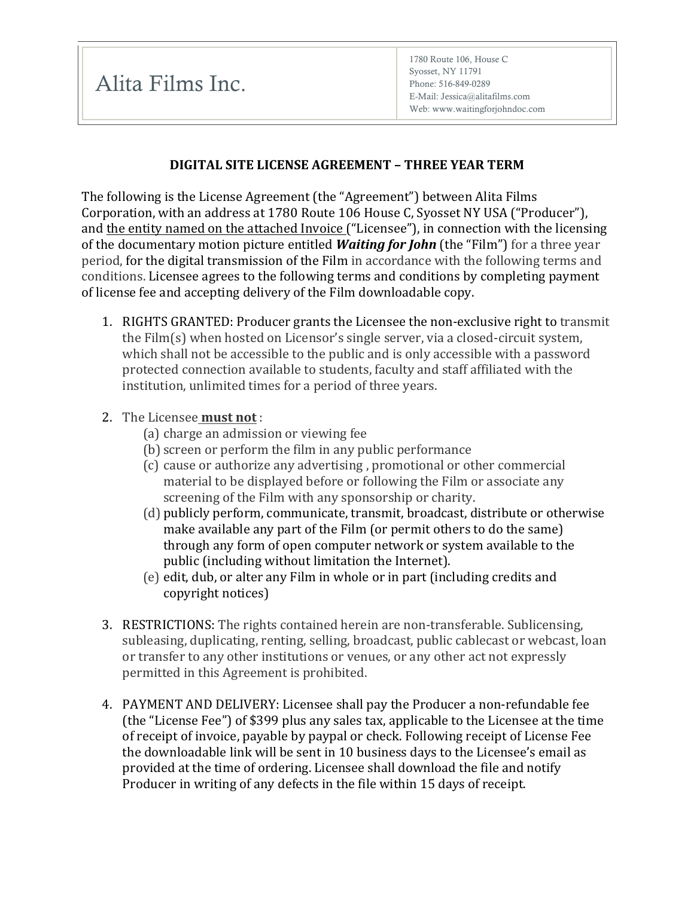| Alita Films Inc. | 1780 Route 106, House C<br>Syosset, NY 11791<br>Phone: 516-849-0289<br>E-Mail: Jessica@alitafilms.com<br>Web: www.waitingforjohndoc.com |
|---|---|

## DIGITAL SITE LICENSE AGREEMENT – THREE YEAR TERM

The following is the License Agreement (the "Agreement") between Alita Films Corporation, with an address at 1780 Route 106 House C, Syosset NY USA ("Producer"), and the entity named on the attached Invoice ("Licensee"), in connection with the licensing of the documentary motion picture entitled ***Waiting for John*** (the "Film") for a three year period, for the digital transmission of the Film in accordance with the following terms and conditions. Licensee agrees to the following terms and conditions by completing payment of license fee and accepting delivery of the Film downloadable copy.

1. RIGHTS GRANTED: Producer grants the Licensee the non-exclusive right to transmit the Film(s) when hosted on Licensor's single server, via a closed-circuit system, which shall not be accessible to the public and is only accessible with a password protected connection available to students, faculty and staff affiliated with the institution, unlimited times for a period of three years.

2. The Licensee **must not** :
   (a) charge an admission or viewing fee
   (b) screen or perform the film in any public performance
   (c) cause or authorize any advertising , promotional or other commercial material to be displayed before or following the Film or associate any screening of the Film with any sponsorship or charity.
   (d) publicly perform, communicate, transmit, broadcast, distribute or otherwise make available any part of the Film (or permit others to do the same) through any form of open computer network or system available to the public (including without limitation the Internet).
   (e) edit, dub, or alter any Film in whole or in part (including credits and copyright notices)

3. RESTRICTIONS: The rights contained herein are non-transferable. Sublicensing, subleasing, duplicating, renting, selling, broadcast, public cablecast or webcast, loan or transfer to any other institutions or venues, or any other act not expressly permitted in this Agreement is prohibited.

4. PAYMENT AND DELIVERY: Licensee shall pay the Producer a non-refundable fee (the "License Fee") of $399 plus any sales tax, applicable to the Licensee at the time of receipt of invoice, payable by paypal or check. Following receipt of License Fee the downloadable link will be sent in 10 business days to the Licensee's email as provided at the time of ordering. Licensee shall download the file and notify Producer in writing of any defects in the file within 15 days of receipt.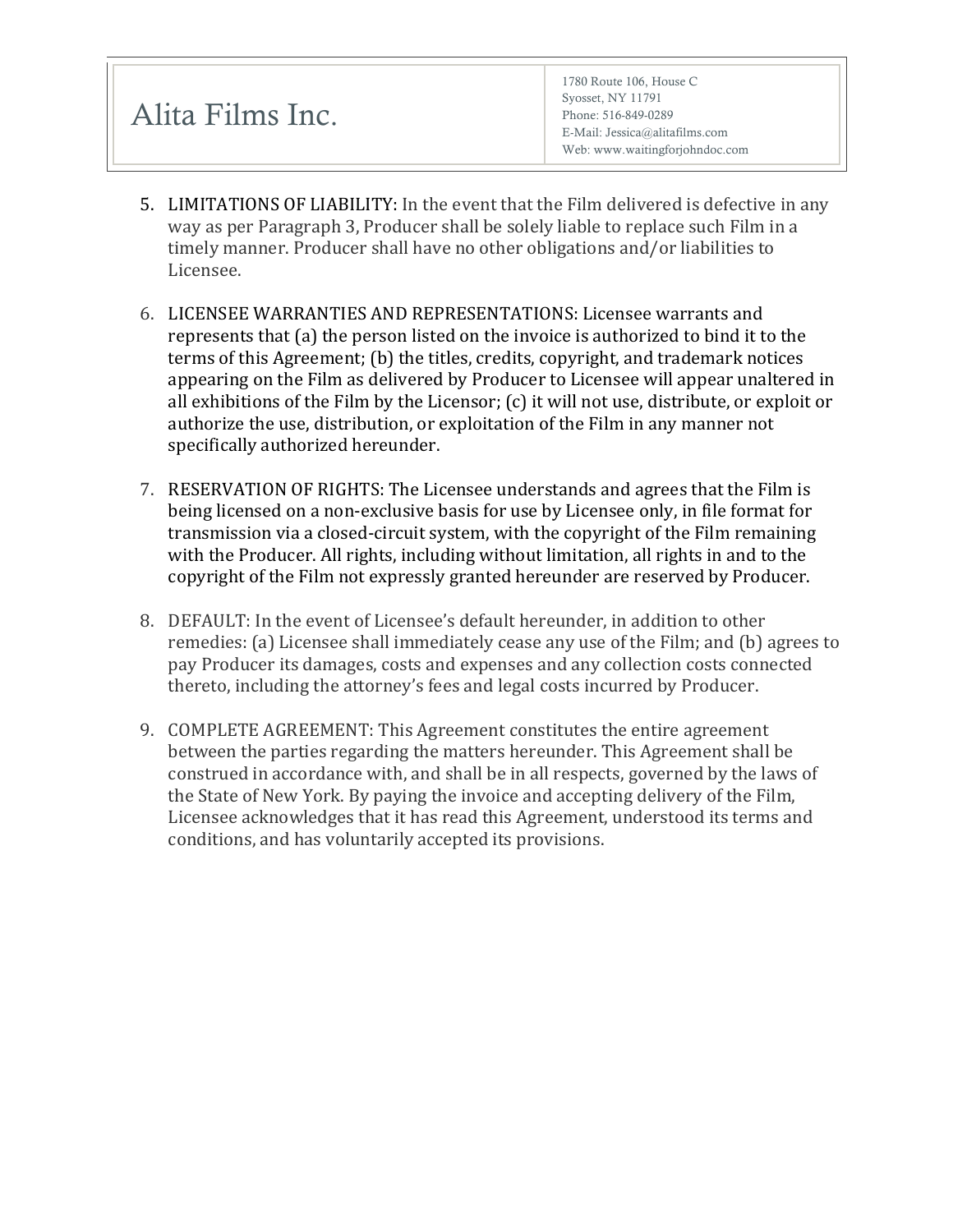5. LIMITATIONS OF LIABILITY: In the event that the Film delivered is defective in any way as per Paragraph 3, Producer shall be solely liable to replace such Film in a timely manner. Producer shall have no other obligations and/or liabilities to Licensee.

6. LICENSEE WARRANTIES AND REPRESENTATIONS: Licensee warrants and represents that (a) the person listed on the invoice is authorized to bind it to the terms of this Agreement; (b) the titles, credits, copyright, and trademark notices appearing on the Film as delivered by Producer to Licensee will appear unaltered in all exhibitions of the Film by the Licensor; (c) it will not use, distribute, or exploit or authorize the use, distribution, or exploitation of the Film in any manner not specifically authorized hereunder.

7. RESERVATION OF RIGHTS: The Licensee understands and agrees that the Film is being licensed on a non-exclusive basis for use by Licensee only, in file format for transmission via a closed-circuit system, with the copyright of the Film remaining with the Producer. All rights, including without limitation, all rights in and to the copyright of the Film not expressly granted hereunder are reserved by Producer.

8. DEFAULT: In the event of Licensee's default hereunder, in addition to other remedies: (a) Licensee shall immediately cease any use of the Film; and (b) agrees to pay Producer its damages, costs and expenses and any collection costs connected thereto, including the attorney's fees and legal costs incurred by Producer.

9. COMPLETE AGREEMENT: This Agreement constitutes the entire agreement between the parties regarding the matters hereunder. This Agreement shall be construed in accordance with, and shall be in all respects, governed by the laws of the State of New York. By paying the invoice and accepting delivery of the Film, Licensee acknowledges that it has read this Agreement, understood its terms and conditions, and has voluntarily accepted its provisions.